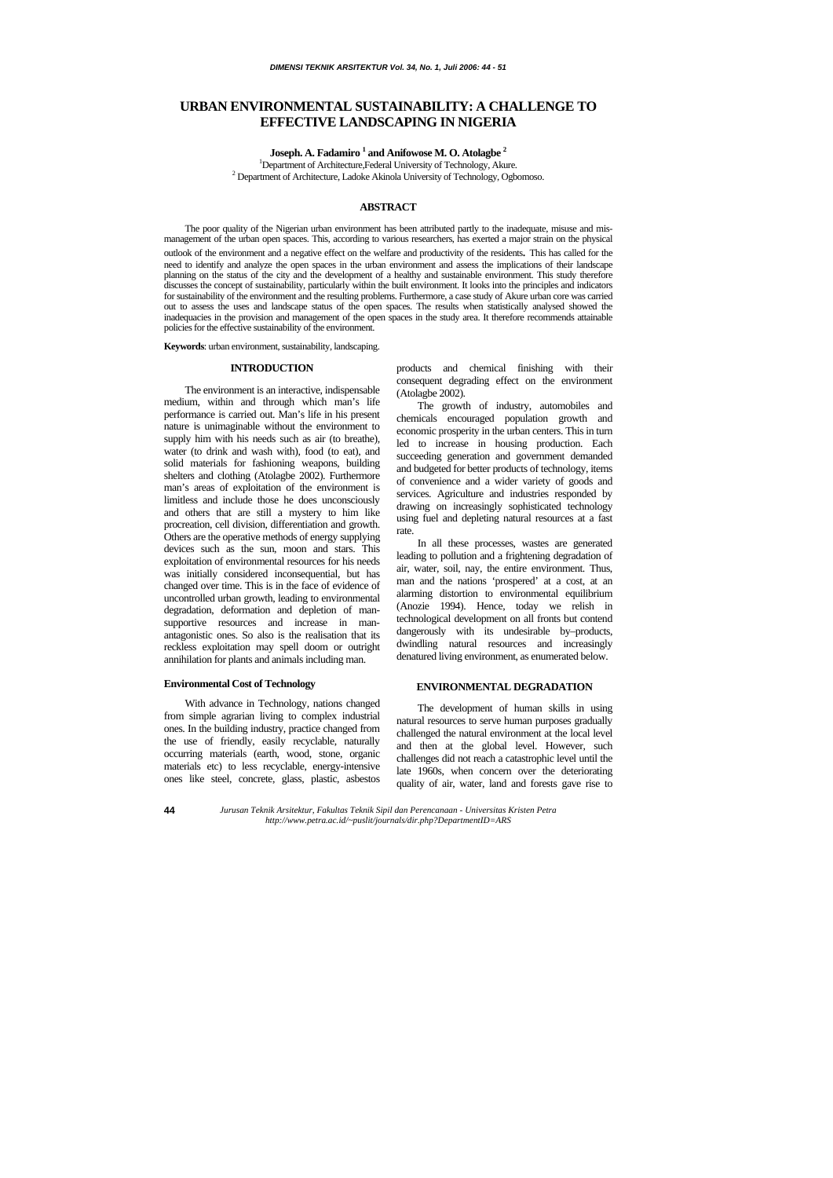# URBAN ENVIRONMENTAL SUSTAINABILITY: A CHALLENGE TO EFFECTIVE LANDSCAPING IN NIGERIA

**Joseph. A. Fadamiro [1] and Anifowose M. O. Atolagbe [2]**

[1]Department of Architecture,Federal University of Technology, Akure.
[2] Department of Architecture, Ladoke Akinola University of Technology, Ogbomoso.

## ABSTRACT

The poor quality of the Nigerian urban environment has been attributed partly to the inadequate, misuse and mis-management of the urban open spaces. This, according to various researchers, has exerted a major strain on the physical outlook of the environment and a negative effect on the welfare and productivity of the residents. This has called for the need to identify and analyze the open spaces in the urban environment and assess the implications of their landscape planning on the status of the city and the development of a healthy and sustainable environment. This study therefore discusses the concept of sustainability, particularly within the built environment. It looks into the principles and indicators for sustainability of the environment and the resulting problems. Furthermore, a case study of Akure urban core was carried out to assess the uses and landscape status of the open spaces. The results when statistically analysed showed the inadequacies in the provision and management of the open spaces in the study area. It therefore recommends attainable policies for the effective sustainability of the environment.

**Keywords**: urban environment, sustainability, landscaping.

## INTRODUCTION

The environment is an interactive, indispensable medium, within and through which man's life performance is carried out. Man's life in his present nature is unimaginable without the environment to supply him with his needs such as air (to breathe), water (to drink and wash with), food (to eat), and solid materials for fashioning weapons, building shelters and clothing (Atolagbe 2002). Furthermore man's areas of exploitation of the environment is limitless and include those he does unconsciously and others that are still a mystery to him like procreation, cell division, differentiation and growth. Others are the operative methods of energy supplying devices such as the sun, moon and stars. This exploitation of environmental resources for his needs was initially considered inconsequential, but has changed over time. This is in the face of evidence of uncontrolled urban growth, leading to environmental degradation, deformation and depletion of man-supportive resources and increase in man-antagonistic ones. So also is the realisation that its reckless exploitation may spell doom or outright annihilation for plants and animals including man.

### Environmental Cost of Technology

With advance in Technology, nations changed from simple agrarian living to complex industrial ones. In the building industry, practice changed from the use of friendly, easily recyclable, naturally occurring materials (earth, wood, stone, organic materials etc) to less recyclable, energy-intensive ones like steel, concrete, glass, plastic, asbestos products and chemical finishing with their consequent degrading effect on the environment (Atolagbe 2002).

The growth of industry, automobiles and chemicals encouraged population growth and economic prosperity in the urban centers. This in turn led to increase in housing production. Each succeeding generation and government demanded and budgeted for better products of technology, items of convenience and a wider variety of goods and services. Agriculture and industries responded by drawing on increasingly sophisticated technology using fuel and depleting natural resources at a fast rate.

In all these processes, wastes are generated leading to pollution and a frightening degradation of air, water, soil, nay, the entire environment. Thus, man and the nations 'prospered' at a cost, at an alarming distortion to environmental equilibrium (Anozie 1994). Hence, today we relish in technological development on all fronts but contend dangerously with its undesirable by–products, dwindling natural resources and increasingly denatured living environment, as enumerated below.

## ENVIRONMENTAL DEGRADATION

The development of human skills in using natural resources to serve human purposes gradually challenged the natural environment at the local level and then at the global level. However, such challenges did not reach a catastrophic level until the late 1960s, when concern over the deteriorating quality of air, water, land and forests gave rise to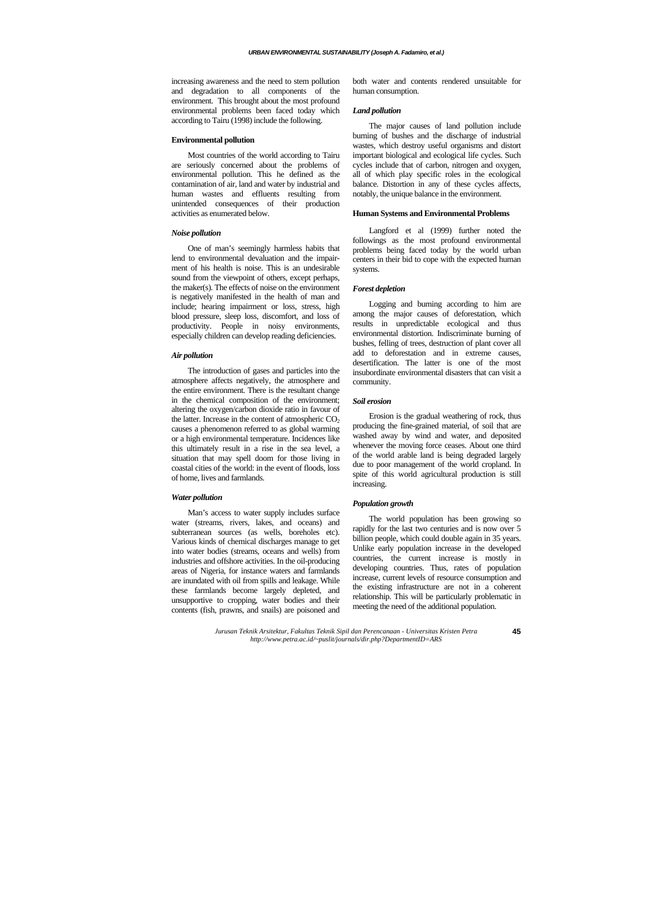increasing awareness and the need to stem pollution and degradation to all components of the environment. This brought about the most profound environmental problems been faced today which according to Tairu (1998) include the following.

### Environmental pollution

Most countries of the world according to Tairu are seriously concerned about the problems of environmental pollution. This he defined as the contamination of air, land and water by industrial and human wastes and effluents resulting from unintended consequences of their production activities as enumerated below.

#### *Noise pollution*

One of man's seemingly harmless habits that lend to environmental devaluation and the impairment of his health is noise. This is an undesirable sound from the viewpoint of others, except perhaps, the maker(s). The effects of noise on the environment is negatively manifested in the health of man and include; hearing impairment or loss, stress, high blood pressure, sleep loss, discomfort, and loss of productivity. People in noisy environments, especially children can develop reading deficiencies.

#### *Air pollution*

The introduction of gases and particles into the atmosphere affects negatively, the atmosphere and the entire environment. There is the resultant change in the chemical composition of the environment; altering the oxygen/carbon dioxide ratio in favour of the latter. Increase in the content of atmospheric $CO_2$ causes a phenomenon referred to as global warming or a high environmental temperature. Incidences like this ultimately result in a rise in the sea level, a situation that may spell doom for those living in coastal cities of the world: in the event of floods, loss of home, lives and farmlands.

#### *Water pollution*

Man's access to water supply includes surface water (streams, rivers, lakes, and oceans) and subterranean sources (as wells, boreholes etc). Various kinds of chemical discharges manage to get into water bodies (streams, oceans and wells) from industries and offshore activities. In the oil-producing areas of Nigeria, for instance waters and farmlands are inundated with oil from spills and leakage. While these farmlands become largely depleted, and unsupportive to cropping, water bodies and their contents (fish, prawns, and snails) are poisoned and both water and contents rendered unsuitable for human consumption.

#### *Land pollution*

The major causes of land pollution include burning of bushes and the discharge of industrial wastes, which destroy useful organisms and distort important biological and ecological life cycles. Such cycles include that of carbon, nitrogen and oxygen, all of which play specific roles in the ecological balance. Distortion in any of these cycles affects, notably, the unique balance in the environment.

### Human Systems and Environmental Problems

Langford et al (1999) further noted the followings as the most profound environmental problems being faced today by the world urban centers in their bid to cope with the expected human systems.

#### *Forest depletion*

Logging and burning according to him are among the major causes of deforestation, which results in unpredictable ecological and thus environmental distortion. Indiscriminate burning of bushes, felling of trees, destruction of plant cover all add to deforestation and in extreme causes, desertification. The latter is one of the most insubordinate environmental disasters that can visit a community.

#### *Soil erosion*

Erosion is the gradual weathering of rock, thus producing the fine-grained material, of soil that are washed away by wind and water, and deposited whenever the moving force ceases. About one third of the world arable land is being degraded largely due to poor management of the world cropland. In spite of this world agricultural production is still increasing.

#### *Population growth*

The world population has been growing so rapidly for the last two centuries and is now over 5 billion people, which could double again in 35 years. Unlike early population increase in the developed countries, the current increase is mostly in developing countries. Thus, rates of population increase, current levels of resource consumption and the existing infrastructure are not in a coherent relationship. This will be particularly problematic in meeting the need of the additional population.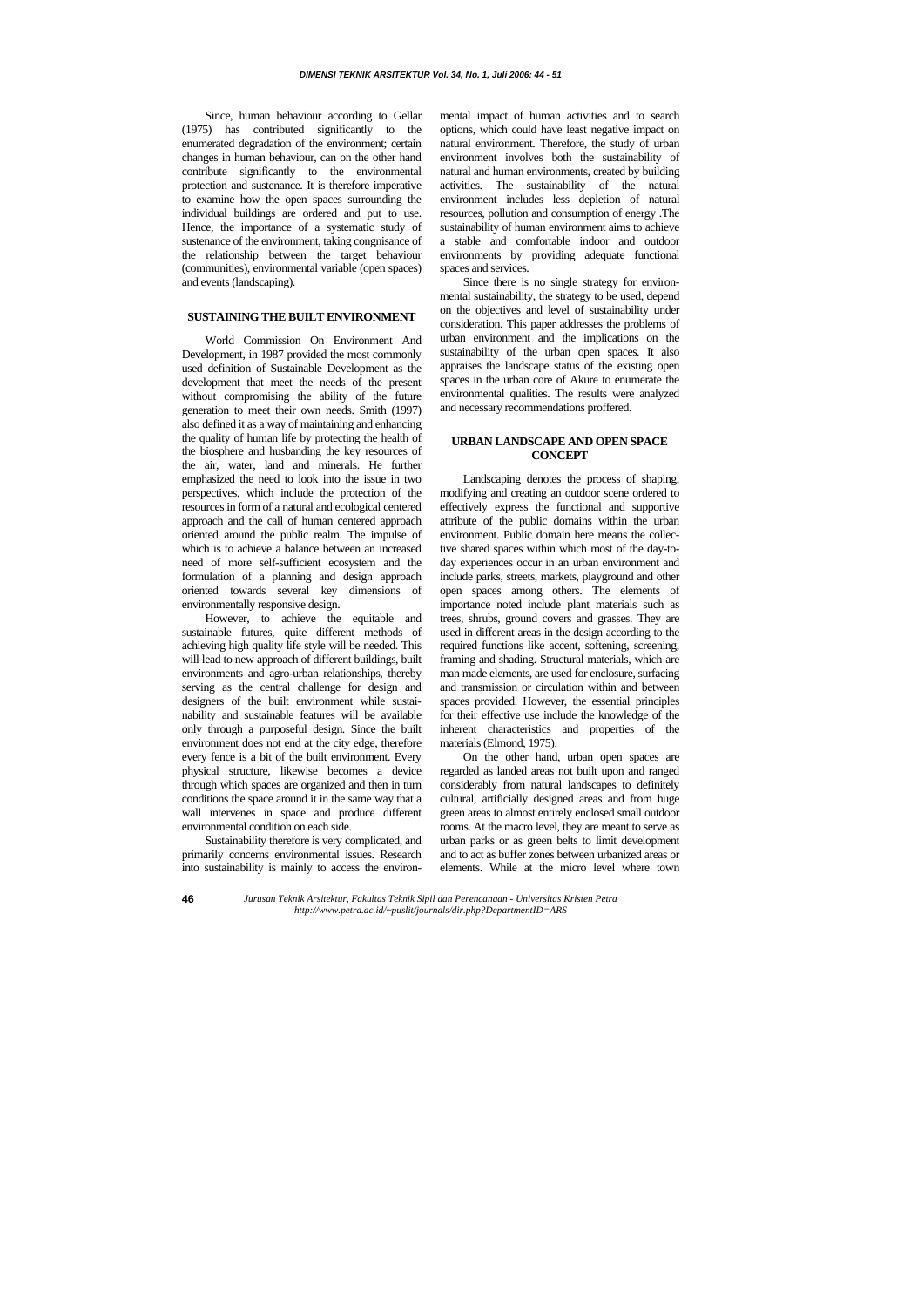Since, human behaviour according to Gellar (1975) has contributed significantly to the enumerated degradation of the environment; certain changes in human behaviour, can on the other hand contribute significantly to the environmental protection and sustenance. It is therefore imperative to examine how the open spaces surrounding the individual buildings are ordered and put to use. Hence, the importance of a systematic study of sustenance of the environment, taking congnisance of the relationship between the target behaviour (communities), environmental variable (open spaces) and events (landscaping).

## SUSTAINING THE BUILT ENVIRONMENT

World Commission On Environment And Development, in 1987 provided the most commonly used definition of Sustainable Development as the development that meet the needs of the present without compromising the ability of the future generation to meet their own needs. Smith (1997) also defined it as a way of maintaining and enhancing the quality of human life by protecting the health of the biosphere and husbanding the key resources of the air, water, land and minerals. He further emphasized the need to look into the issue in two perspectives, which include the protection of the resources in form of a natural and ecological centered approach and the call of human centered approach oriented around the public realm. The impulse of which is to achieve a balance between an increased need of more self-sufficient ecosystem and the formulation of a planning and design approach oriented towards several key dimensions of environmentally responsive design.

However, to achieve the equitable and sustainable futures, quite different methods of achieving high quality life style will be needed. This will lead to new approach of different buildings, built environments and agro-urban relationships, thereby serving as the central challenge for design and designers of the built environment while sustainability and sustainable features will be available only through a purposeful design. Since the built environment does not end at the city edge, therefore every fence is a bit of the built environment. Every physical structure, likewise becomes a device through which spaces are organized and then in turn conditions the space around it in the same way that a wall intervenes in space and produce different environmental condition on each side.

Sustainability therefore is very complicated, and primarily concerns environmental issues. Research into sustainability is mainly to access the environmental impact of human activities and to search options, which could have least negative impact on natural environment. Therefore, the study of urban environment involves both the sustainability of natural and human environments, created by building activities. The sustainability of the natural environment includes less depletion of natural resources, pollution and consumption of energy .The sustainability of human environment aims to achieve a stable and comfortable indoor and outdoor environments by providing adequate functional spaces and services.

Since there is no single strategy for environmental sustainability, the strategy to be used, depend on the objectives and level of sustainability under consideration. This paper addresses the problems of urban environment and the implications on the sustainability of the urban open spaces. It also appraises the landscape status of the existing open spaces in the urban core of Akure to enumerate the environmental qualities. The results were analyzed and necessary recommendations proffered.

## URBAN LANDSCAPE AND OPEN SPACE CONCEPT

Landscaping denotes the process of shaping, modifying and creating an outdoor scene ordered to effectively express the functional and supportive attribute of the public domains within the urban environment. Public domain here means the collective shared spaces within which most of the day-to-day experiences occur in an urban environment and include parks, streets, markets, playground and other open spaces among others. The elements of importance noted include plant materials such as trees, shrubs, ground covers and grasses. They are used in different areas in the design according to the required functions like accent, softening, screening, framing and shading. Structural materials, which are man made elements, are used for enclosure, surfacing and transmission or circulation within and between spaces provided. However, the essential principles for their effective use include the knowledge of the inherent characteristics and properties of the materials (Elmond, 1975).

On the other hand, urban open spaces are regarded as landed areas not built upon and ranged considerably from natural landscapes to definitely cultural, artificially designed areas and from huge green areas to almost entirely enclosed small outdoor rooms. At the macro level, they are meant to serve as urban parks or as green belts to limit development and to act as buffer zones between urbanized areas or elements. While at the micro level where town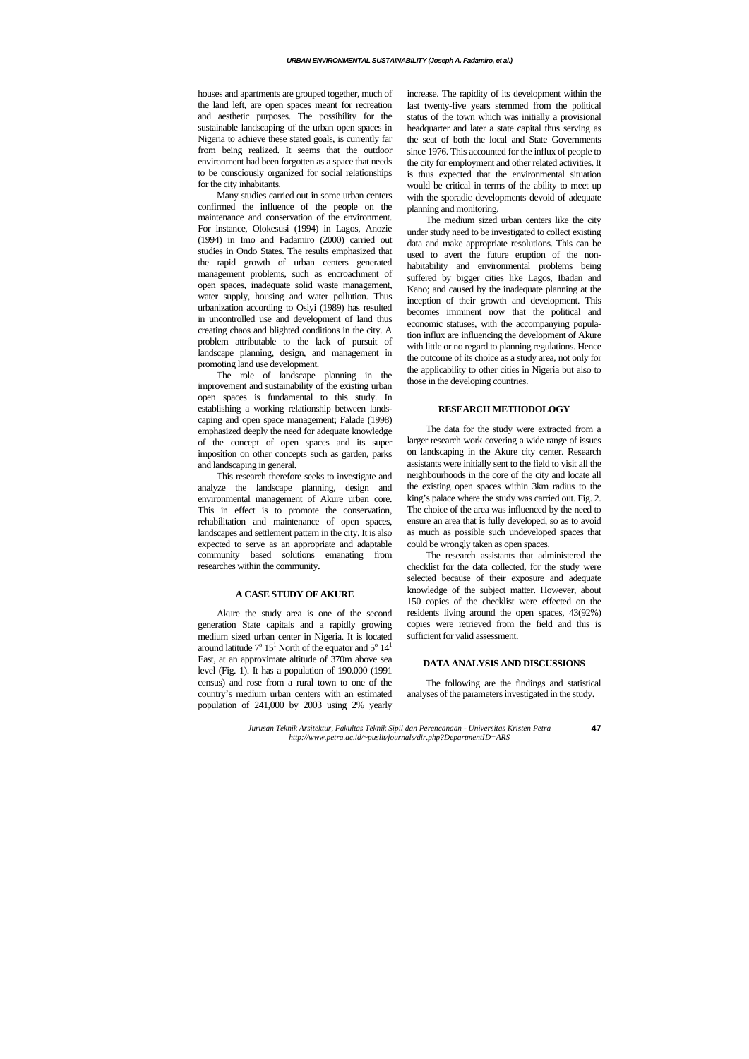houses and apartments are grouped together, much of the land left, are open spaces meant for recreation and aesthetic purposes. The possibility for the sustainable landscaping of the urban open spaces in Nigeria to achieve these stated goals, is currently far from being realized. It seems that the outdoor environment had been forgotten as a space that needs to be consciously organized for social relationships for the city inhabitants.

Many studies carried out in some urban centers confirmed the influence of the people on the maintenance and conservation of the environment. For instance, Olokesusi (1994) in Lagos, Anozie (1994) in Imo and Fadamiro (2000) carried out studies in Ondo States. The results emphasized that the rapid growth of urban centers generated management problems, such as encroachment of open spaces, inadequate solid waste management, water supply, housing and water pollution. Thus urbanization according to Osiyi (1989) has resulted in uncontrolled use and development of land thus creating chaos and blighted conditions in the city. A problem attributable to the lack of pursuit of landscape planning, design, and management in promoting land use development.

The role of landscape planning in the improvement and sustainability of the existing urban open spaces is fundamental to this study. In establishing a working relationship between landscaping and open space management; Falade (1998) emphasized deeply the need for adequate knowledge of the concept of open spaces and its super imposition on other concepts such as garden, parks and landscaping in general.

This research therefore seeks to investigate and analyze the landscape planning, design and environmental management of Akure urban core. This in effect is to promote the conservation, rehabilitation and maintenance of open spaces, landscapes and settlement pattern in the city. It is also expected to serve as an appropriate and adaptable community based solutions emanating from researches within the community**.**

## A CASE STUDY OF AKURE

Akure the study area is one of the second generation State capitals and a rapidly growing medium sized urban center in Nigeria. It is located around latitude $7^{o}\ 15^{1}$ North of the equator and $5^{o}\ 14^{1}$ East, at an approximate altitude of 370m above sea level (Fig. 1). It has a population of 190.000 (1991 census) and rose from a rural town to one of the country's medium urban centers with an estimated population of 241,000 by 2003 using 2% yearly increase. The rapidity of its development within the last twenty-five years stemmed from the political status of the town which was initially a provisional headquarter and later a state capital thus serving as the seat of both the local and State Governments since 1976. This accounted for the influx of people to the city for employment and other related activities. It is thus expected that the environmental situation would be critical in terms of the ability to meet up with the sporadic developments devoid of adequate planning and monitoring.

The medium sized urban centers like the city under study need to be investigated to collect existing data and make appropriate resolutions. This can be used to avert the future eruption of the non-habitability and environmental problems being suffered by bigger cities like Lagos, Ibadan and Kano; and caused by the inadequate planning at the inception of their growth and development. This becomes imminent now that the political and economic statuses, with the accompanying population influx are influencing the development of Akure with little or no regard to planning regulations. Hence the outcome of its choice as a study area, not only for the applicability to other cities in Nigeria but also to those in the developing countries.

## RESEARCH METHODOLOGY

The data for the study were extracted from a larger research work covering a wide range of issues on landscaping in the Akure city center. Research assistants were initially sent to the field to visit all the neighbourhoods in the core of the city and locate all the existing open spaces within 3km radius to the king's palace where the study was carried out. Fig. 2. The choice of the area was influenced by the need to ensure an area that is fully developed, so as to avoid as much as possible such undeveloped spaces that could be wrongly taken as open spaces.

The research assistants that administered the checklist for the data collected, for the study were selected because of their exposure and adequate knowledge of the subject matter. However, about 150 copies of the checklist were effected on the residents living around the open spaces, 43(92%) copies were retrieved from the field and this is sufficient for valid assessment.

## DATA ANALYSIS AND DISCUSSIONS

The following are the findings and statistical analyses of the parameters investigated in the study.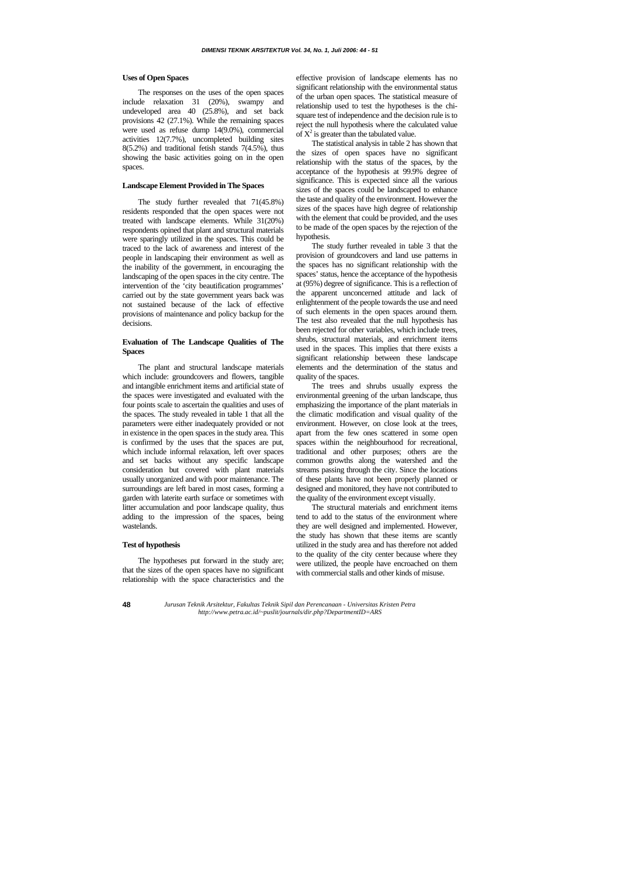### Uses of Open Spaces

The responses on the uses of the open spaces include relaxation 31 (20%), swampy and undeveloped area 40 (25.8%), and set back provisions 42 (27.1%). While the remaining spaces were used as refuse dump 14(9.0%), commercial activities 12(7.7%), uncompleted building sites 8(5.2%) and traditional fetish stands 7(4.5%), thus showing the basic activities going on in the open spaces.

### Landscape Element Provided in The Spaces

The study further revealed that 71(45.8%) residents responded that the open spaces were not treated with landscape elements. While 31(20%) respondents opined that plant and structural materials were sparingly utilized in the spaces. This could be traced to the lack of awareness and interest of the people in landscaping their environment as well as the inability of the government, in encouraging the landscaping of the open spaces in the city centre. The intervention of the 'city beautification programmes' carried out by the state government years back was not sustained because of the lack of effective provisions of maintenance and policy backup for the decisions.

### Evaluation of The Landscape Qualities of The Spaces

The plant and structural landscape materials which include: groundcovers and flowers, tangible and intangible enrichment items and artificial state of the spaces were investigated and evaluated with the four points scale to ascertain the qualities and uses of the spaces. The study revealed in table 1 that all the parameters were either inadequately provided or not in existence in the open spaces in the study area. This is confirmed by the uses that the spaces are put, which include informal relaxation, left over spaces and set backs without any specific landscape consideration but covered with plant materials usually unorganized and with poor maintenance. The surroundings are left bared in most cases, forming a garden with laterite earth surface or sometimes with litter accumulation and poor landscape quality, thus adding to the impression of the spaces, being wastelands.

### Test of hypothesis

The hypotheses put forward in the study are; that the sizes of the open spaces have no significant relationship with the space characteristics and the effective provision of landscape elements has no significant relationship with the environmental status of the urban open spaces. The statistical measure of relationship used to test the hypotheses is the chi-square test of independence and the decision rule is to reject the null hypothesis where the calculated value of $X^2$ is greater than the tabulated value.

The statistical analysis in table 2 has shown that the sizes of open spaces have no significant relationship with the status of the spaces, by the acceptance of the hypothesis at 99.9% degree of significance. This is expected since all the various sizes of the spaces could be landscaped to enhance the taste and quality of the environment. However the sizes of the spaces have high degree of relationship with the element that could be provided, and the uses to be made of the open spaces by the rejection of the hypothesis.

The study further revealed in table 3 that the provision of groundcovers and land use patterns in the spaces has no significant relationship with the spaces' status, hence the acceptance of the hypothesis at (95%) degree of significance. This is a reflection of the apparent unconcerned attitude and lack of enlightenment of the people towards the use and need of such elements in the open spaces around them. The test also revealed that the null hypothesis has been rejected for other variables, which include trees, shrubs, structural materials, and enrichment items used in the spaces. This implies that there exists a significant relationship between these landscape elements and the determination of the status and quality of the spaces.

The trees and shrubs usually express the environmental greening of the urban landscape, thus emphasizing the importance of the plant materials in the climatic modification and visual quality of the environment. However, on close look at the trees, apart from the few ones scattered in some open spaces within the neighbourhood for recreational, traditional and other purposes; others are the common growths along the watershed and the streams passing through the city. Since the locations of these plants have not been properly planned or designed and monitored, they have not contributed to the quality of the environment except visually.

The structural materials and enrichment items tend to add to the status of the environment where they are well designed and implemented. However, the study has shown that these items are scantly utilized in the study area and has therefore not added to the quality of the city center because where they were utilized, the people have encroached on them with commercial stalls and other kinds of misuse.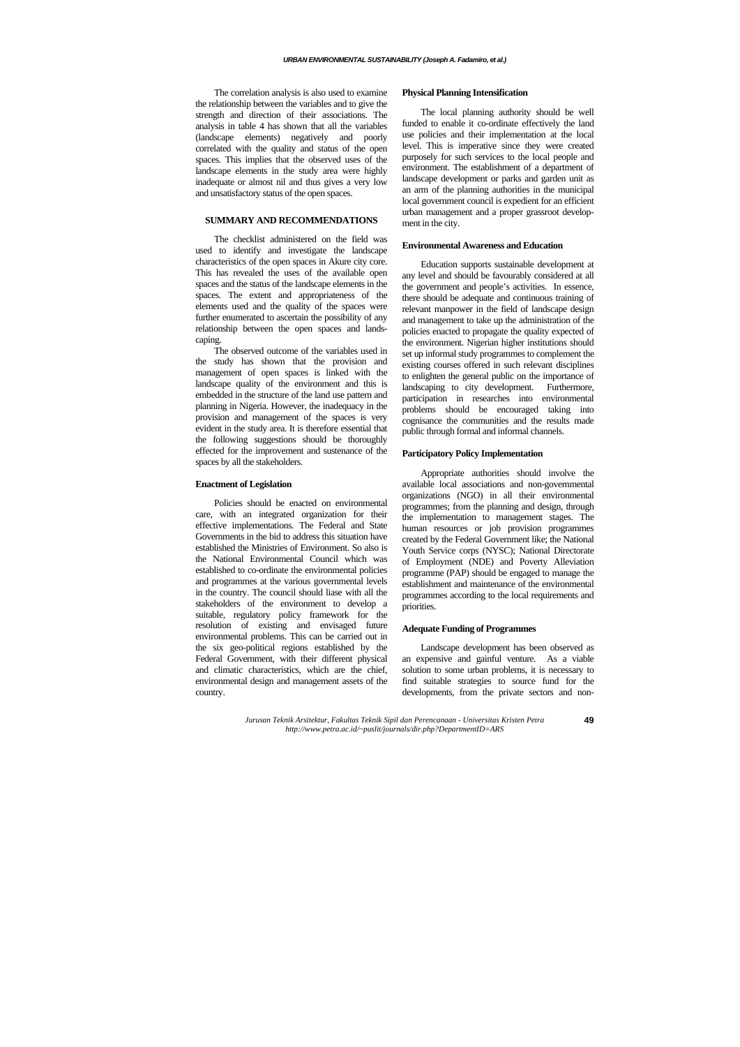The correlation analysis is also used to examine the relationship between the variables and to give the strength and direction of their associations. The analysis in table 4 has shown that all the variables (landscape elements) negatively and poorly correlated with the quality and status of the open spaces. This implies that the observed uses of the landscape elements in the study area were highly inadequate or almost nil and thus gives a very low and unsatisfactory status of the open spaces.

## SUMMARY AND RECOMMENDATIONS

The checklist administered on the field was used to identify and investigate the landscape characteristics of the open spaces in Akure city core. This has revealed the uses of the available open spaces and the status of the landscape elements in the spaces. The extent and appropriateness of the elements used and the quality of the spaces were further enumerated to ascertain the possibility of any relationship between the open spaces and landscaping.

The observed outcome of the variables used in the study has shown that the provision and management of open spaces is linked with the landscape quality of the environment and this is embedded in the structure of the land use pattern and planning in Nigeria. However, the inadequacy in the provision and management of the spaces is very evident in the study area. It is therefore essential that the following suggestions should be thoroughly effected for the improvement and sustenance of the spaces by all the stakeholders.

### Enactment of Legislation

Policies should be enacted on environmental care, with an integrated organization for their effective implementations. The Federal and State Governments in the bid to address this situation have established the Ministries of Environment. So also is the National Environmental Council which was established to co-ordinate the environmental policies and programmes at the various governmental levels in the country. The council should liase with all the stakeholders of the environment to develop a suitable, regulatory policy framework for the resolution of existing and envisaged future environmental problems. This can be carried out in the six geo-political regions established by the Federal Government, with their different physical and climatic characteristics, which are the chief, environmental design and management assets of the country.

### Physical Planning Intensification

The local planning authority should be well funded to enable it co-ordinate effectively the land use policies and their implementation at the local level. This is imperative since they were created purposely for such services to the local people and environment. The establishment of a department of landscape development or parks and garden unit as an arm of the planning authorities in the municipal local government council is expedient for an efficient urban management and a proper grassroot development in the city.

### Environmental Awareness and Education

Education supports sustainable development at any level and should be favourably considered at all the government and people's activities. In essence, there should be adequate and continuous training of relevant manpower in the field of landscape design and management to take up the administration of the policies enacted to propagate the quality expected of the environment. Nigerian higher institutions should set up informal study programmes to complement the existing courses offered in such relevant disciplines to enlighten the general public on the importance of landscaping to city development. Furthermore, participation in researches into environmental problems should be encouraged taking into cognisance the communities and the results made public through formal and informal channels.

### Participatory Policy Implementation

Appropriate authorities should involve the available local associations and non-governmental organizations (NGO) in all their environmental programmes; from the planning and design, through the implementation to management stages. The human resources or job provision programmes created by the Federal Government like; the National Youth Service corps (NYSC); National Directorate of Employment (NDE) and Poverty Alleviation programme (PAP) should be engaged to manage the establishment and maintenance of the environmental programmes according to the local requirements and priorities.

### Adequate Funding of Programmes

Landscape development has been observed as an expensive and gainful venture. As a viable solution to some urban problems, it is necessary to find suitable strategies to source fund for the developments, from the private sectors and non-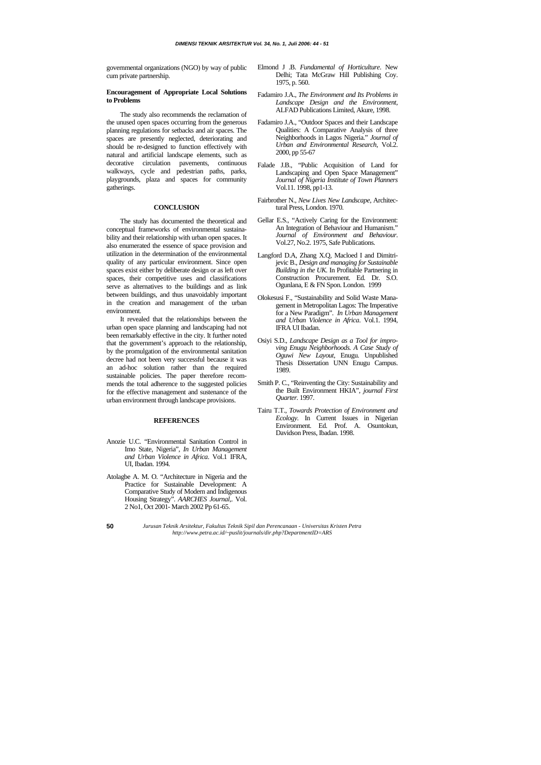governmental organizations (NGO) by way of public cum private partnership.

**Encouragement of Appropriate Local Solutions to Problems**

The study also recommends the reclamation of the unused open spaces occurring from the generous planning regulations for setbacks and air spaces. The spaces are presently neglected, deteriorating and should be re-designed to function effectively with natural and artificial landscape elements, such as decorative circulation pavements, continuous walkways, cycle and pedestrian paths, parks, playgrounds, plaza and spaces for community gatherings.

## CONCLUSION

The study has documented the theoretical and conceptual frameworks of environmental sustainability and their relationship with urban open spaces. It also enumerated the essence of space provision and utilization in the determination of the environmental quality of any particular environment. Since open spaces exist either by deliberate design or as left over spaces, their competitive uses and classifications serve as alternatives to the buildings and as link between buildings, and thus unavoidably important in the creation and management of the urban environment.

It revealed that the relationships between the urban open space planning and landscaping had not been remarkably effective in the city. It further noted that the government's approach to the relationship, by the promulgation of the environmental sanitation decree had not been very successful because it was an ad-hoc solution rather than the required sustainable policies. The paper therefore recommends the total adherence to the suggested policies for the effective management and sustenance of the urban environment through landscape provisions.

## REFERENCES

Anozie U.C. "Environmental Sanitation Control in Imo State, Nigeria", *In Urban Management and Urban Violence in Africa*. Vol.1 IFRA, UI, Ibadan. 1994.

Atolagbe A. M. O. "Architecture in Nigeria and the Practice for Sustainable Development: A Comparative Study of Modern and Indigenous Housing Strategy". *AARCHES Journal*,. Vol. 2 No1, Oct 2001- March 2002 Pp 61-65.

Elmond J .B. *Fundamental of Horticulture*. New Delhi; Tata McGraw Hill Publishing Coy. 1975, p. 560.

Fadamiro J.A., *The Environment and Its Problems in Landscape Design and the Environment*, ALFAD Publications Limited, Akure, 1998.

Fadamiro J.A., "Outdoor Spaces and their Landscape Qualities: A Comparative Analysis of three Neighborhoods in Lagos Nigeria." *Journal of Urban and Environmental Research*, Vol.2. 2000, pp 55-67

Falade J.B., "Public Acquisition of Land for Landscaping and Open Space Management" *Journal of Nigeria Institute of Town Planners* Vol.11. 1998, pp1-13.

Fairbrother N., *New Lives New Landscape*, Architectural Press, London. 1970.

Gellar E.S., "Actively Caring for the Environment: An Integration of Behaviour and Humanism." *Journal of Environment and Behaviour*. Vol.27, No.2. 1975, Safe Publications.

Langford D.A, Zhang X.Q, Macloed I and Dimitrijevic B., *Design and managing for Sustainable Building in the UK*. In Profitable Partnering in Construction Procurement. Ed. Dr. S.O. Ogunlana, E & FN Spon. London. 1999

Olokesusi F., "Sustainability and Solid Waste Management in Metropolitan Lagos: The Imperative for a New Paradigm". *In Urban Management and Urban Violence in Africa*. Vol.1. 1994, IFRA UI Ibadan.

Osiyi S.D., *Landscape Design as a Tool for improving Enugu Neighborhoods. A Case Study of Oguwi New Layout*, Enugu. Unpublished Thesis Dissertation UNN Enugu Campus. 1989.

Smith P. C., "Reinventing the City: Sustainability and the Built Environment HKIA", *journal First Quarter*. 1997.

Tairu T.T., *Towards Protection of Environment and Ecology*. In Current Issues in Nigerian Environment. Ed. Prof. A. Osuntokun, Davidson Press, Ibadan. 1998.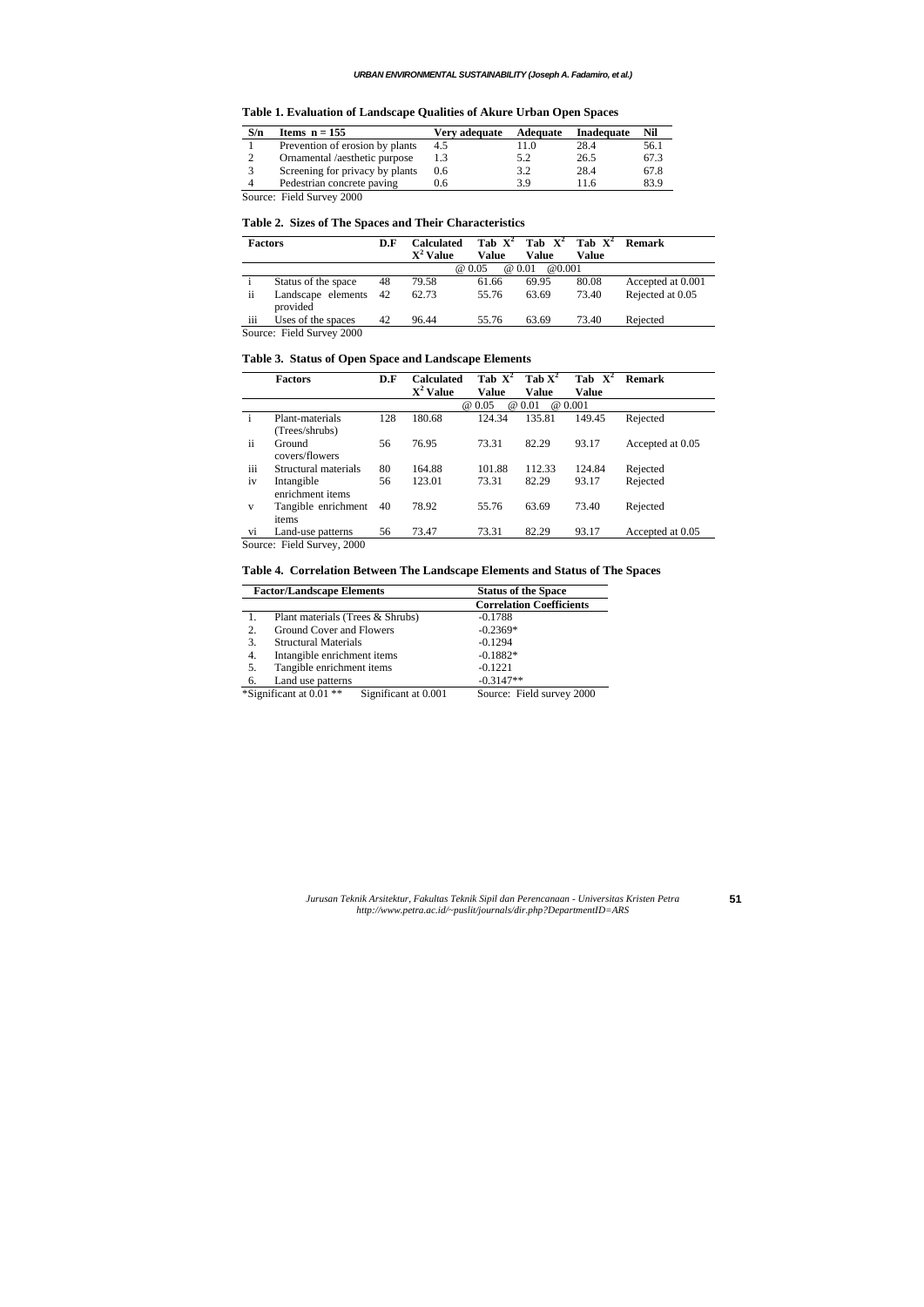**Table 1. Evaluation of Landscape Qualities of Akure Urban Open Spaces**

| S/n | Items n = 155 | Very adequate | Adequate | Inadequate | Nil |
|---|---|---|---|---|---|
| 1 | Prevention of erosion by plants | 4.5 | 11.0 | 28.4 | 56.1 |
| 2 | Ornamental /aesthetic purpose | 1.3 | 5.2 | 26.5 | 67.3 |
| 3 | Screening for privacy by plants | 0.6 | 3.2 | 28.4 | 67.8 |
| 4 | Pedestrian concrete paving | 0.6 | 3.9 | 11.6 | 83.9 |

Source: Field Survey 2000

**Table 2. Sizes of The Spaces and Their Characteristics**

| | Factors | D.F | Calculated $X^2$ Value | Tab $X^2$ Value | Tab $X^2$ Value | Tab $X^2$ Value | Remark |
|---|---|---|---|---|---|---|---|
| | | | | @ 0.05 | @ 0.01 | @0.001 | |
| i | Status of the space | 48 | 79.58 | 61.66 | 69.95 | 80.08 | Accepted at 0.001 |
| ii | Landscape elements provided | 42 | 62.73 | 55.76 | 63.69 | 73.40 | Rejected at 0.05 |
| iii | Uses of the spaces | 42 | 96.44 | 55.76 | 63.69 | 73.40 | Rejected |

Source: Field Survey 2000

**Table 3. Status of Open Space and Landscape Elements**

| | Factors | D.F | Calculated $X^2$ Value | Tab $X^2$ Value | Tab $X^2$ Value | Tab $X^2$ Value | Remark |
|---|---|---|---|---|---|---|---|
| | | | | @ 0.05 | @ 0.01 | @ 0.001 | |
| i | Plant-materials (Trees/shrubs) | 128 | 180.68 | 124.34 | 135.81 | 149.45 | Rejected |
| ii | Ground covers/flowers | 56 | 76.95 | 73.31 | 82.29 | 93.17 | Accepted at 0.05 |
| iii | Structural materials | 80 | 164.88 | 101.88 | 112.33 | 124.84 | Rejected |
| iv | Intangible enrichment items | 56 | 123.01 | 73.31 | 82.29 | 93.17 | Rejected |
| v | Tangible enrichment items | 40 | 78.92 | 55.76 | 63.69 | 73.40 | Rejected |
| vi | Land-use patterns | 56 | 73.47 | 73.31 | 82.29 | 93.17 | Accepted at 0.05 |

Source: Field Survey, 2000

**Table 4. Correlation Between The Landscape Elements and Status of The Spaces**

| | Factor/Landscape Elements | Status of the Space |
|---|---|---|
| | | Correlation Coefficients |
| 1. | Plant materials (Trees & Shrubs) | -0.1788 |
| 2. | Ground Cover and Flowers | -0.2369* |
| 3. | Structural Materials | -0.1294 |
| 4. | Intangible enrichment items | -0.1882* |
| 5. | Tangible enrichment items | -0.1221 |
| 6. | Land use patterns | -0.3147** |

*Significant at 0.01 ** Significant at 0.001 Source: Field survey 2000